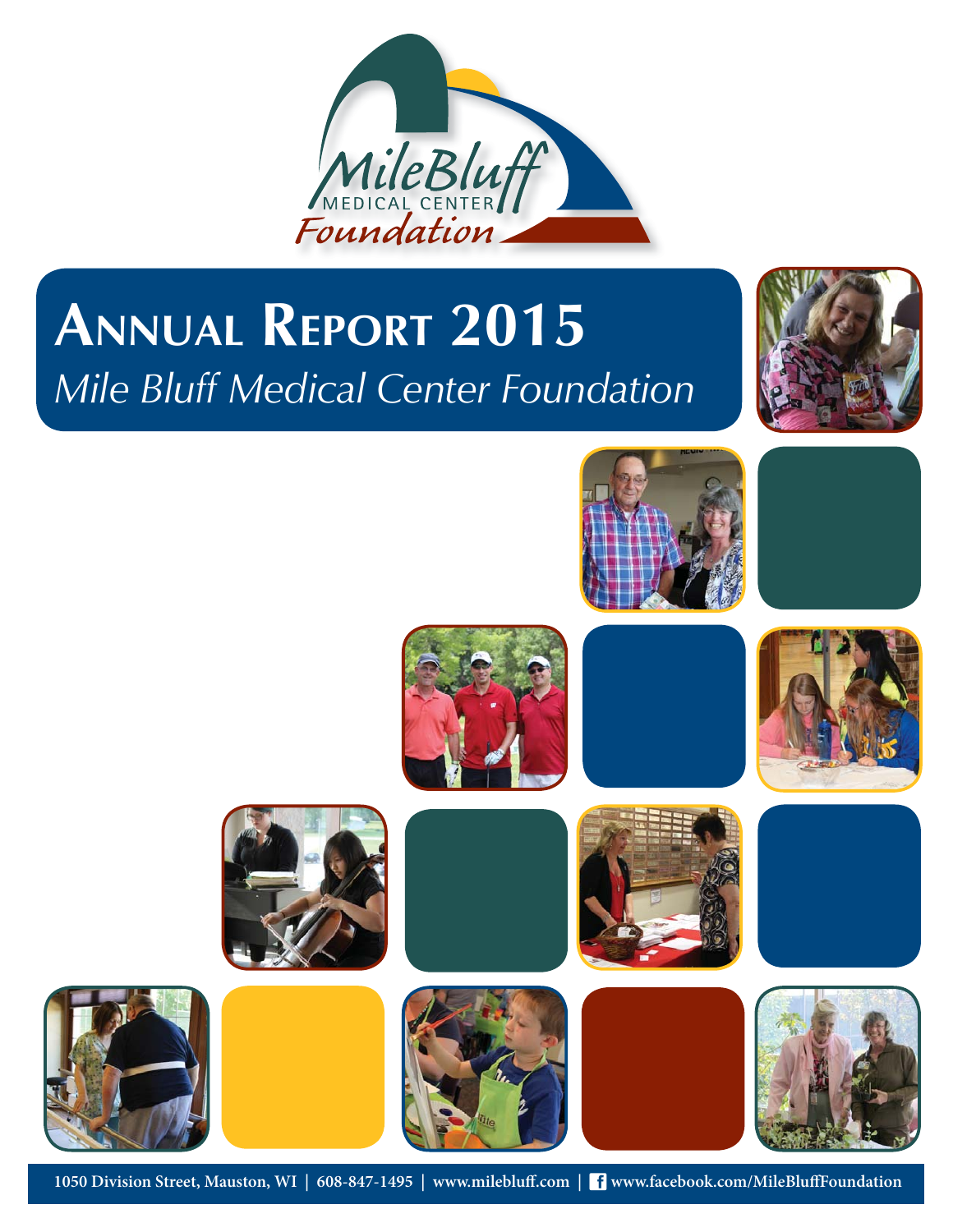# Annual Report 2015

*Mile Bluff Medical Center Foundation*

1050 Division Street, Mauston, WI | 608-847-1495 | www.milebluff.com | www.facebook.com/MileBluffFoundation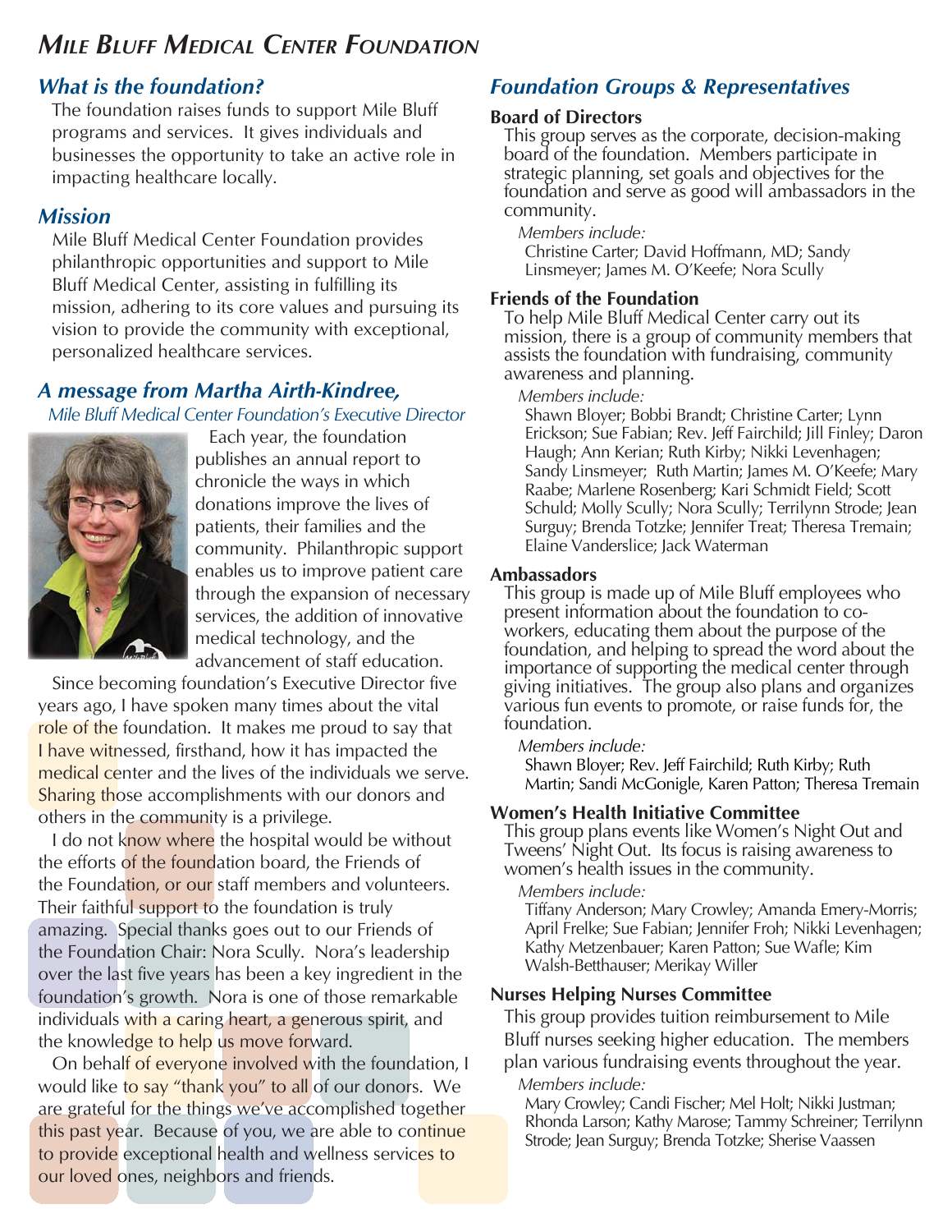# *Mile Bluff Medical Center Foundation*

## *What is the foundation?*

The foundation raises funds to support Mile Bluff programs and services. It gives individuals and businesses the opportunity to take an active role in impacting healthcare locally.

## *Mission*

Mile Bluff Medical Center Foundation provides philanthropic opportunities and support to Mile Bluff Medical Center, assisting in fulfilling its mission, adhering to its core values and pursuing its vision to provide the community with exceptional, personalized healthcare services.

## *A message from Martha Airth-Kindree,*

*Mile Bluff Medical Center Foundation's Executive Director*

Each year, the foundation publishes an annual report to chronicle the ways in which donations improve the lives of patients, their families and the community. Philanthropic support enables us to improve patient care through the expansion of necessary services, the addition of innovative medical technology, and the advancement of staff education.

Since becoming foundation's Executive Director five years ago, I have spoken many times about the vital role of the foundation. It makes me proud to say that I have witnessed, firsthand, how it has impacted the medical center and the lives of the individuals we serve. Sharing those accomplishments with our donors and others in the community is a privilege.

I do not know where the hospital would be without the efforts of the foundation board, the Friends of the Foundation, or our staff members and volunteers. Their faithful support to the foundation is truly amazing. Special thanks goes out to our Friends of the Foundation Chair: Nora Scully. Nora's leadership over the last five years has been a key ingredient in the foundation's growth. Nora is one of those remarkable individuals with a caring heart, a generous spirit, and the knowledge to help us move forward.

On behalf of everyone involved with the foundation, I would like to say "thank you" to all of our donors. We are grateful for the things we've accomplished together this past year. Because of you, we are able to continue to provide exceptional health and wellness services to our loved ones, neighbors and friends.

## *Foundation Groups & Representatives*

**Board of Directors**

This group serves as the corporate, decision-making board of the foundation. Members participate in strategic planning, set goals and objectives for the foundation and serve as good will ambassadors in the community.

*Members include:*
Christine Carter; David Hoffmann, MD; Sandy Linsmeyer; James M. O'Keefe; Nora Scully

**Friends of the Foundation**

To help Mile Bluff Medical Center carry out its mission, there is a group of community members that assists the foundation with fundraising, community awareness and planning.

*Members include:*
Shawn Bloyer; Bobbi Brandt; Christine Carter; Lynn Erickson; Sue Fabian; Rev. Jeff Fairchild; Jill Finley; Daron Haugh; Ann Kerian; Ruth Kirby; Nikki Levenhagen; Sandy Linsmeyer; Ruth Martin; James M. O'Keefe; Mary Raabe; Marlene Rosenberg; Kari Schmidt Field; Scott Schuld; Molly Scully; Nora Scully; Terrilynn Strode; Jean Surguy; Brenda Totzke; Jennifer Treat; Theresa Tremain; Elaine Vanderslice; Jack Waterman

**Ambassadors**

This group is made up of Mile Bluff employees who present information about the foundation to co-workers, educating them about the purpose of the foundation, and helping to spread the word about the importance of supporting the medical center through giving initiatives. The group also plans and organizes various fun events to promote, or raise funds for, the foundation.

*Members include:*
Shawn Bloyer; Rev. Jeff Fairchild; Ruth Kirby; Ruth Martin; Sandi McGonigle, Karen Patton; Theresa Tremain

**Women's Health Initiative Committee**

This group plans events like Women's Night Out and Tweens' Night Out. Its focus is raising awareness to women's health issues in the community.

*Members include:*
Tiffany Anderson; Mary Crowley; Amanda Emery-Morris; April Frelke; Sue Fabian; Jennifer Froh; Nikki Levenhagen; Kathy Metzenbauer; Karen Patton; Sue Wafle; Kim Walsh-Betthauser; Merikay Willer

**Nurses Helping Nurses Committee**

This group provides tuition reimbursement to Mile Bluff nurses seeking higher education. The members plan various fundraising events throughout the year.

*Members include:*
Mary Crowley; Candi Fischer; Mel Holt; Nikki Justman; Rhonda Larson; Kathy Marose; Tammy Schreiner; Terrilynn Strode; Jean Surguy; Brenda Totzke; Sherise Vaassen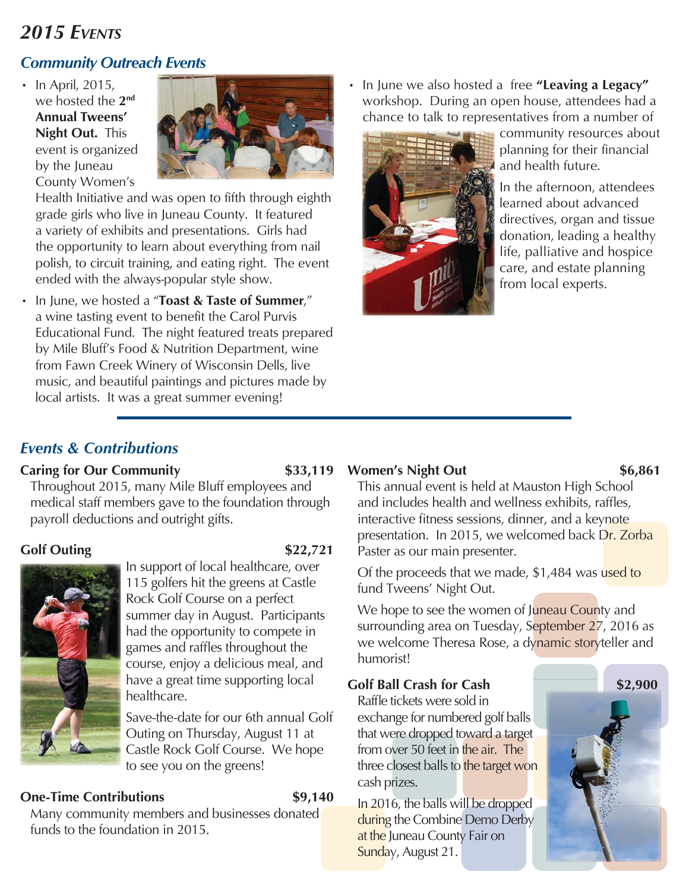# *2015 Events*

## *Community Outreach Events*

- In April, 2015, we hosted the **2nd Annual Tweens' Night Out.** This event is organized by the Juneau County Women's Health Initiative and was open to fifth through eighth grade girls who live in Juneau County. It featured a variety of exhibits and presentations. Girls had the opportunity to learn about everything from nail polish, to circuit training, and eating right. The event ended with the always-popular style show.
- In June, we hosted a "**Toast & Taste of Summer**," a wine tasting event to benefit the Carol Purvis Educational Fund. The night featured treats prepared by Mile Bluff's Food & Nutrition Department, wine from Fawn Creek Winery of Wisconsin Dells, live music, and beautiful paintings and pictures made by local artists. It was a great summer evening!
- In June we also hosted a free **"Leaving a Legacy"** workshop. During an open house, attendees had a chance to talk to representatives from a number of community resources about planning for their financial and health future.

  In the afternoon, attendees learned about advanced directives, organ and tissue donation, leading a healthy life, palliative and hospice care, and estate planning from local experts.

## *Events & Contributions*

**Caring for Our Community** **$33,119**

Throughout 2015, many Mile Bluff employees and medical staff members gave to the foundation through payroll deductions and outright gifts.

**Golf Outing** **$22,721**

In support of local healthcare, over 115 golfers hit the greens at Castle Rock Golf Course on a perfect summer day in August. Participants had the opportunity to compete in games and raffles throughout the course, enjoy a delicious meal, and have a great time supporting local healthcare.

Save-the-date for our 6th annual Golf Outing on Thursday, August 11 at Castle Rock Golf Course. We hope to see you on the greens!

**One-Time Contributions** **$9,140**

Many community members and businesses donated funds to the foundation in 2015.

**Women's Night Out** **$6,861**

This annual event is held at Mauston High School and includes health and wellness exhibits, raffles, interactive fitness sessions, dinner, and a keynote presentation. In 2015, we welcomed back Dr. Zorba Paster as our main presenter.

Of the proceeds that we made, $1,484 was used to fund Tweens' Night Out.

We hope to see the women of Juneau County and surrounding area on Tuesday, September 27, 2016 as we welcome Theresa Rose, a dynamic storyteller and humorist!

**Golf Ball Crash for Cash** **$2,900**

Raffle tickets were sold in exchange for numbered golf balls that were dropped toward a target from over 50 feet in the air. The three closest balls to the target won cash prizes.

In 2016, the balls will be dropped during the Combine Demo Derby at the Juneau County Fair on Sunday, August 21.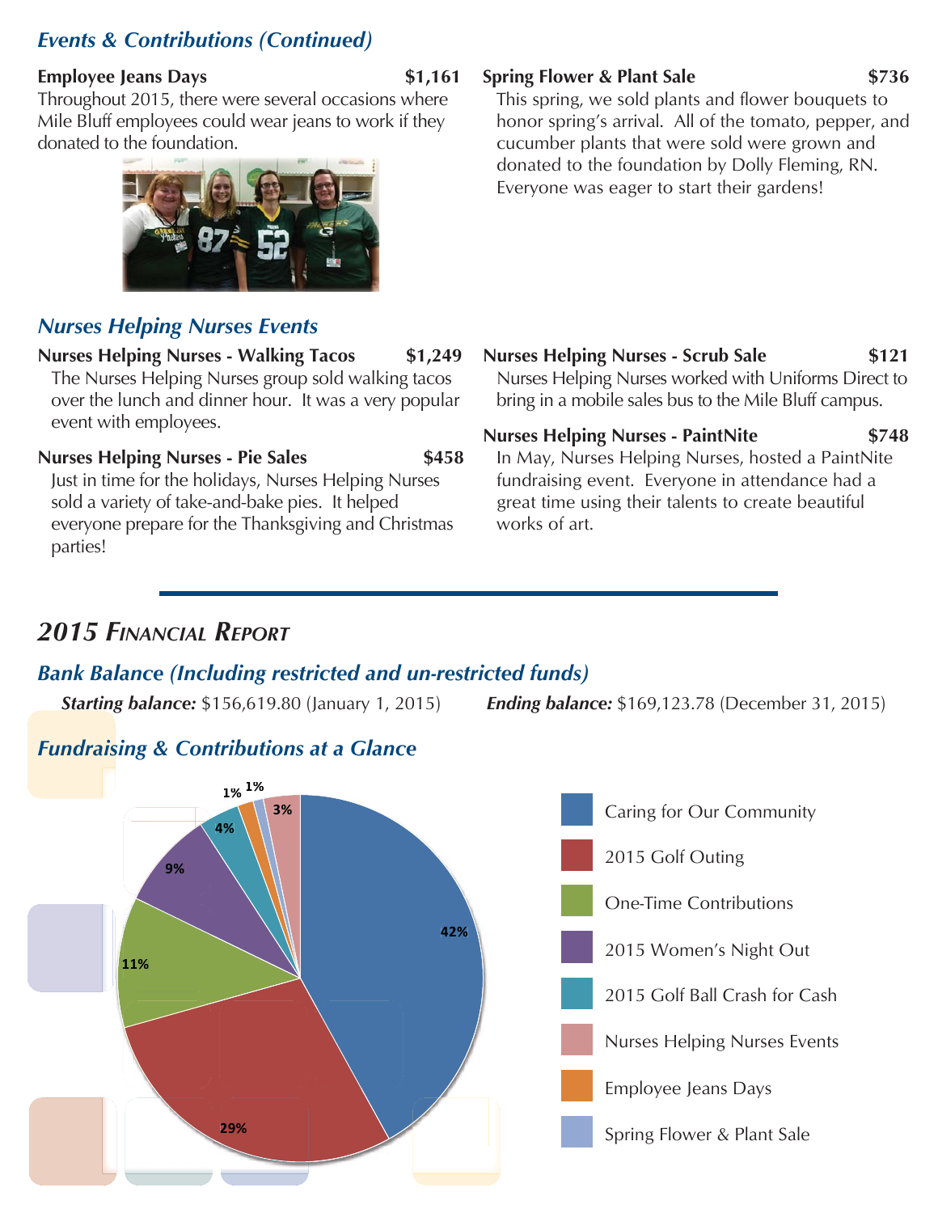## *Events & Contributions (Continued)*

**Employee Jeans Days** **$1,161**
Throughout 2015, there were several occasions where Mile Bluff employees could wear jeans to work if they donated to the foundation.

**Spring Flower & Plant Sale** **$736**
This spring, we sold plants and flower bouquets to honor spring's arrival. All of the tomato, pepper, and cucumber plants that were sold were grown and donated to the foundation by Dolly Fleming, RN. Everyone was eager to start their gardens!

## *Nurses Helping Nurses Events*

**Nurses Helping Nurses - Walking Tacos** **$1,249**
The Nurses Helping Nurses group sold walking tacos over the lunch and dinner hour. It was a very popular event with employees.

**Nurses Helping Nurses - Pie Sales** **$458**
Just in time for the holidays, Nurses Helping Nurses sold a variety of take-and-bake pies. It helped everyone prepare for the Thanksgiving and Christmas parties!

**Nurses Helping Nurses - Scrub Sale** **$121**
Nurses Helping Nurses worked with Uniforms Direct to bring in a mobile sales bus to the Mile Bluff campus.

**Nurses Helping Nurses - PaintNite** **$748**
In May, Nurses Helping Nurses, hosted a PaintNite fundraising event. Everyone in attendance had a great time using their talents to create beautiful works of art.

# *2015 Financial Report*

## *Bank Balance (Including restricted and un-restricted funds)*

***Starting balance:*** $156,619.80 (January 1, 2015)

***Ending balance:*** $169,123.78 (December 31, 2015)

## *Fundraising & Contributions at a Glance*

| Category | Percentage |
|---|---|
| Caring for Our Community | 42% |
| 2015 Golf Outing | 29% |
| One-Time Contributions | 11% |
| 2015 Women's Night Out | 9% |
| 2015 Golf Ball Crash for Cash | 4% |
| Nurses Helping Nurses Events | 3% |
| Employee Jeans Days | 1% |
| Spring Flower & Plant Sale | 1% |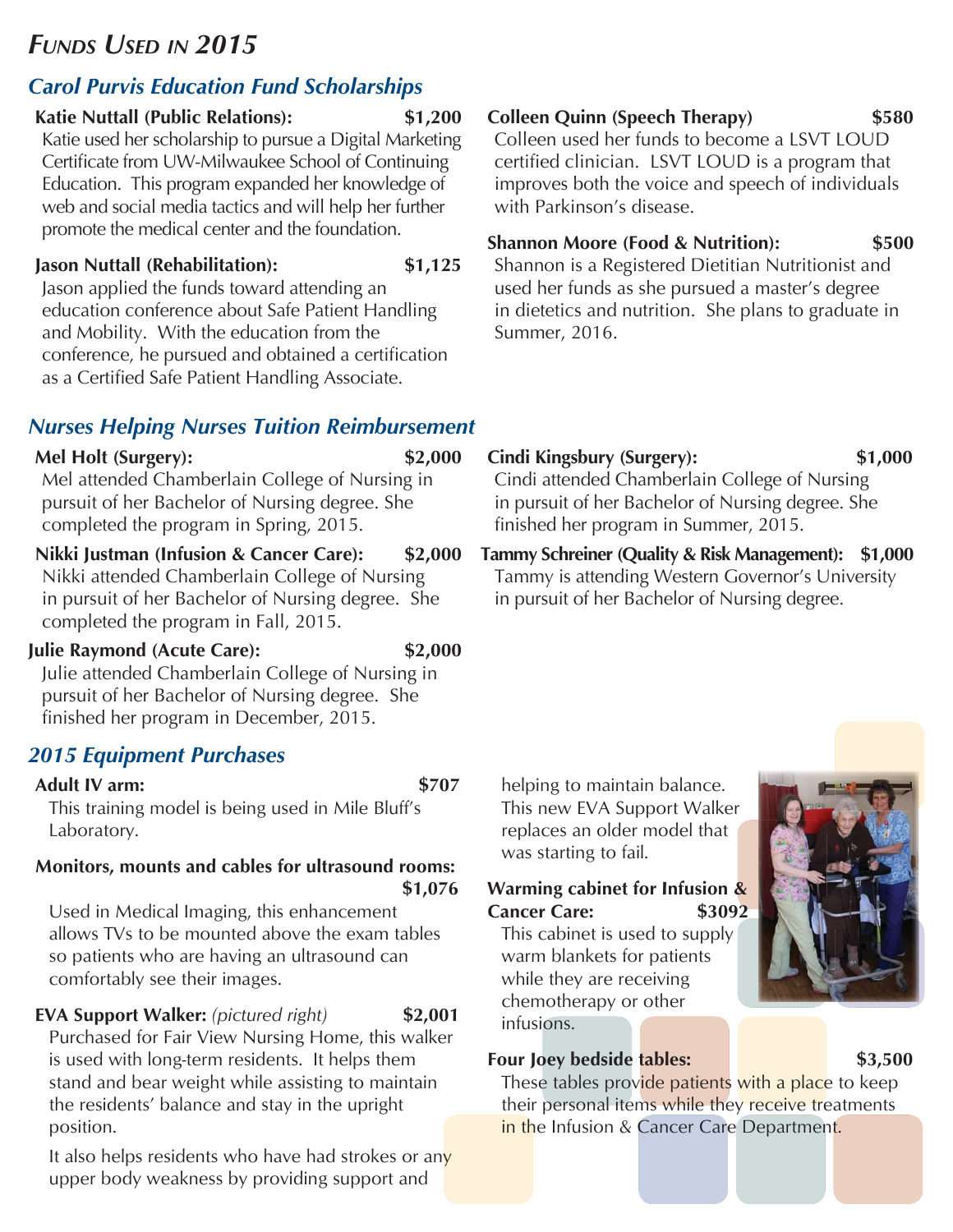# *Funds Used in 2015*

## *Carol Purvis Education Fund Scholarships*

**Katie Nuttall (Public Relations): $1,200**
Katie used her scholarship to pursue a Digital Marketing Certificate from UW-Milwaukee School of Continuing Education. This program expanded her knowledge of web and social media tactics and will help her further promote the medical center and the foundation.

**Jason Nuttall (Rehabilitation): $1,125**
Jason applied the funds toward attending an education conference about Safe Patient Handling and Mobility. With the education from the conference, he pursued and obtained a certification as a Certified Safe Patient Handling Associate.

**Colleen Quinn (Speech Therapy) $580**
Colleen used her funds to become a LSVT LOUD certified clinician. LSVT LOUD is a program that improves both the voice and speech of individuals with Parkinson's disease.

**Shannon Moore (Food & Nutrition): $500**
Shannon is a Registered Dietitian Nutritionist and used her funds as she pursued a master's degree in dietetics and nutrition. She plans to graduate in Summer, 2016.

## *Nurses Helping Nurses Tuition Reimbursement*

**Mel Holt (Surgery): $2,000**
Mel attended Chamberlain College of Nursing in pursuit of her Bachelor of Nursing degree. She completed the program in Spring, 2015.

**Nikki Justman (Infusion & Cancer Care): $2,000**
Nikki attended Chamberlain College of Nursing in pursuit of her Bachelor of Nursing degree. She completed the program in Fall, 2015.

**Julie Raymond (Acute Care): $2,000**
Julie attended Chamberlain College of Nursing in pursuit of her Bachelor of Nursing degree. She finished her program in December, 2015.

**Cindi Kingsbury (Surgery): $1,000**
Cindi attended Chamberlain College of Nursing in pursuit of her Bachelor of Nursing degree. She finished her program in Summer, 2015.

**Tammy Schreiner (Quality & Risk Management): $1,000**
Tammy is attending Western Governor's University in pursuit of her Bachelor of Nursing degree.

## *2015 Equipment Purchases*

**Adult IV arm: $707**
This training model is being used in Mile Bluff's Laboratory.

**Monitors, mounts and cables for ultrasound rooms: $1,076**
Used in Medical Imaging, this enhancement allows TVs to be mounted above the exam tables so patients who are having an ultrasound can comfortably see their images.

**EVA Support Walker:** *(pictured right)* **$2,001**
Purchased for Fair View Nursing Home, this walker is used with long-term residents. It helps them stand and bear weight while assisting to maintain the residents' balance and stay in the upright position.

It also helps residents who have had strokes or any upper body weakness by providing support and helping to maintain balance. This new EVA Support Walker replaces an older model that was starting to fail.

**Warming cabinet for Infusion & Cancer Care: $3092**
This cabinet is used to supply warm blankets for patients while they are receiving chemotherapy or other infusions.

**Four Joey bedside tables: $3,500**
These tables provide patients with a place to keep their personal items while they receive treatments in the Infusion & Cancer Care Department.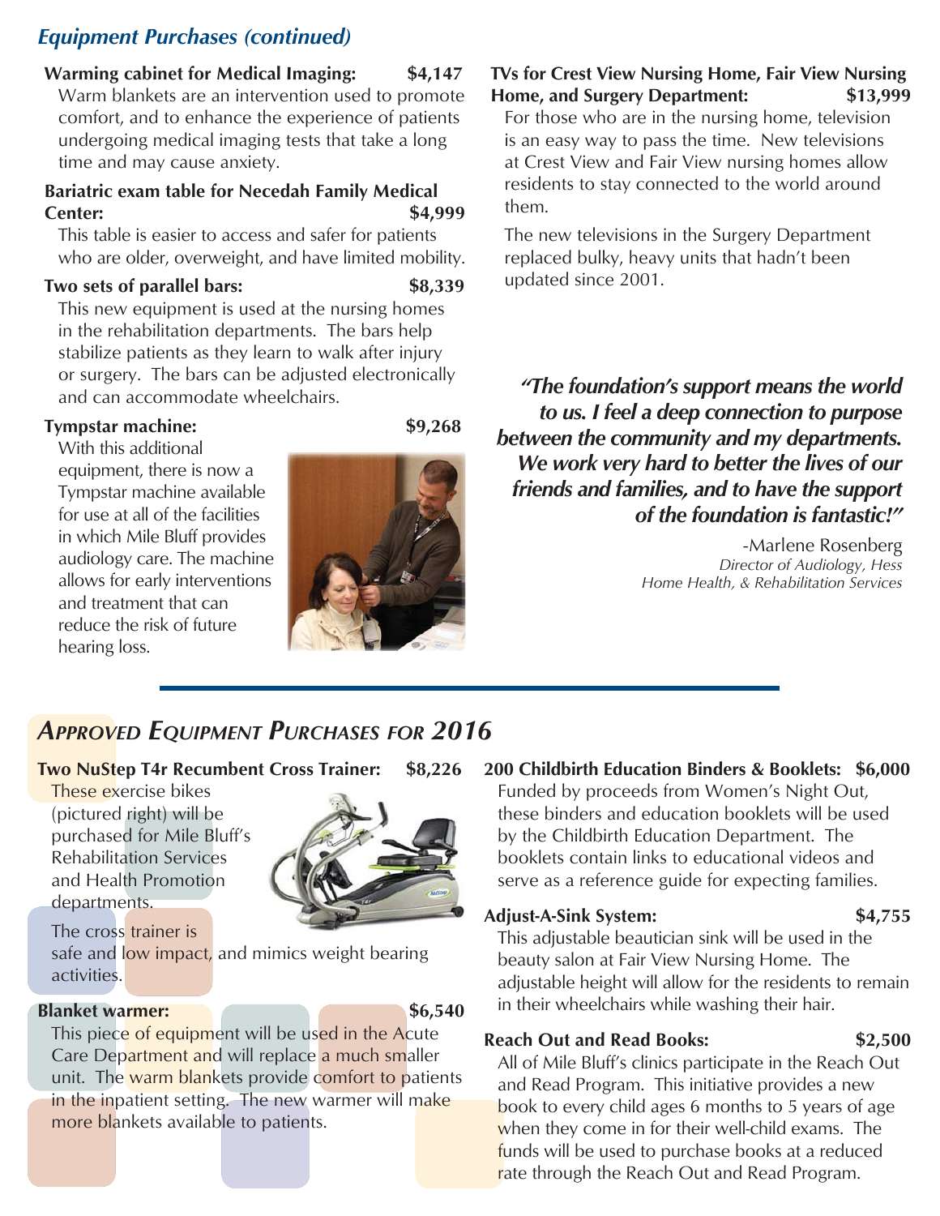## *Equipment Purchases (continued)*

**Warming cabinet for Medical Imaging: $4,147**
Warm blankets are an intervention used to promote comfort, and to enhance the experience of patients undergoing medical imaging tests that take a long time and may cause anxiety.

**Bariatric exam table for Necedah Family Medical Center: $4,999**
This table is easier to access and safer for patients who are older, overweight, and have limited mobility.

**Two sets of parallel bars: $8,339**
This new equipment is used at the nursing homes in the rehabilitation departments. The bars help stabilize patients as they learn to walk after injury or surgery. The bars can be adjusted electronically and can accommodate wheelchairs.

**Tympstar machine: $9,268**
With this additional equipment, there is now a Tympstar machine available for use at all of the facilities in which Mile Bluff provides audiology care. The machine allows for early interventions and treatment that can reduce the risk of future hearing loss.

**TVs for Crest View Nursing Home, Fair View Nursing Home, and Surgery Department: $13,999**
For those who are in the nursing home, television is an easy way to pass the time. New televisions at Crest View and Fair View nursing homes allow residents to stay connected to the world around them.

The new televisions in the Surgery Department replaced bulky, heavy units that hadn't been updated since 2001.

> ***"The foundation's support means the world to us. I feel a deep connection to purpose between the community and my departments. We work very hard to better the lives of our friends and families, and to have the support of the foundation is fantastic!"***
>
> -Marlene Rosenberg
> *Director of Audiology, Hess Home Health, & Rehabilitation Services*

## *Approved Equipment Purchases for 2016*

**Two NuStep T4r Recumbent Cross Trainer: $8,226**
These exercise bikes (pictured right) will be purchased for Mile Bluff's Rehabilitation Services and Health Promotion departments.

The cross trainer is safe and low impact, and mimics weight bearing activities.

**Blanket warmer: $6,540**
This piece of equipment will be used in the Acute Care Department and will replace a much smaller unit. The warm blankets provide comfort to patients in the inpatient setting. The new warmer will make more blankets available to patients.

**200 Childbirth Education Binders & Booklets: $6,000**
Funded by proceeds from Women's Night Out, these binders and education booklets will be used by the Childbirth Education Department. The booklets contain links to educational videos and serve as a reference guide for expecting families.

**Adjust-A-Sink System: $4,755**
This adjustable beautician sink will be used in the beauty salon at Fair View Nursing Home. The adjustable height will allow for the residents to remain in their wheelchairs while washing their hair.

**Reach Out and Read Books: $2,500**
All of Mile Bluff's clinics participate in the Reach Out and Read Program. This initiative provides a new book to every child ages 6 months to 5 years of age when they come in for their well-child exams. The funds will be used to purchase books at a reduced rate through the Reach Out and Read Program.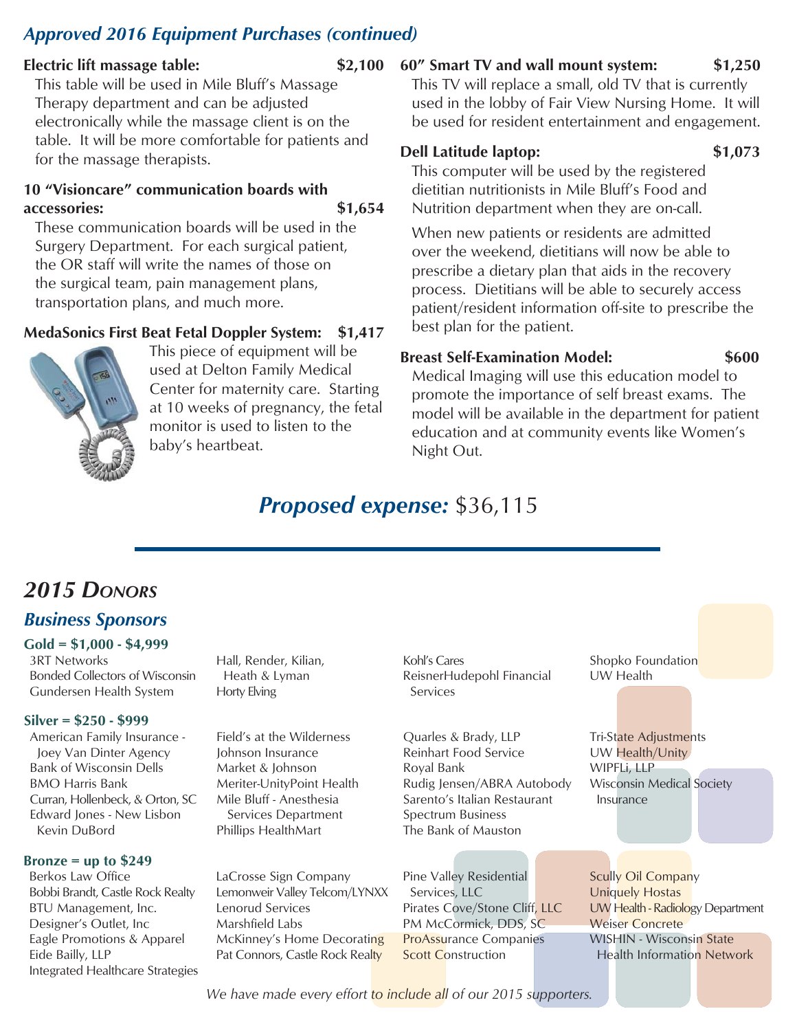## *Approved 2016 Equipment Purchases (continued)*

**Electric lift massage table: $2,100**

This table will be used in Mile Bluff's Massage Therapy department and can be adjusted electronically while the massage client is on the table. It will be more comfortable for patients and for the massage therapists.

**10 "Visioncare" communication boards with accessories: $1,654**

These communication boards will be used in the Surgery Department. For each surgical patient, the OR staff will write the names of those on the surgical team, pain management plans, transportation plans, and much more.

**MedaSonics First Beat Fetal Doppler System: $1,417**

This piece of equipment will be used at Delton Family Medical Center for maternity care. Starting at 10 weeks of pregnancy, the fetal monitor is used to listen to the baby's heartbeat.

**60" Smart TV and wall mount system: $1,250**

This TV will replace a small, old TV that is currently used in the lobby of Fair View Nursing Home. It will be used for resident entertainment and engagement.

**Dell Latitude laptop: $1,073**

This computer will be used by the registered dietitian nutritionists in Mile Bluff's Food and Nutrition department when they are on-call.

When new patients or residents are admitted over the weekend, dietitians will now be able to prescribe a dietary plan that aids in the recovery process. Dietitians will be able to securely access patient/resident information off-site to prescribe the best plan for the patient.

**Breast Self-Examination Model: $600**

Medical Imaging will use this education model to promote the importance of self breast exams. The model will be available in the department for patient education and at community events like Women's Night Out.

### *Proposed expense:* $36,115

## *2015 Donors*

### *Business Sponsors*

**Gold = $1,000 - $4,999**

- 3RT Networks
- Bonded Collectors of Wisconsin
- Gundersen Health System
- Hall, Render, Kilian, Heath & Lyman
- Horty Elving
- Kohl's Cares
- ReisnerHudepohl Financial Services
- Shopko Foundation
- UW Health

**Silver = $250 - $999**

- American Family Insurance - Joey Van Dinter Agency
- Bank of Wisconsin Dells
- BMO Harris Bank
- Curran, Hollenbeck, & Orton, SC
- Edward Jones - New Lisbon Kevin DuBord
- Field's at the Wilderness
- Johnson Insurance
- Market & Johnson
- Meriter-UnityPoint Health
- Mile Bluff - Anesthesia Services Department
- Phillips HealthMart
- Quarles & Brady, LLP
- Reinhart Food Service
- Royal Bank
- Rudig Jensen/ABRA Autobody
- Sarento's Italian Restaurant
- Spectrum Business
- The Bank of Mauston
- Tri-State Adjustments
- UW Health/Unity
- WIPFLi, LLP
- Wisconsin Medical Society Insurance

**Bronze = up to $249**

- Berkos Law Office
- Bobbi Brandt, Castle Rock Realty
- BTU Management, Inc.
- Designer's Outlet, Inc
- Eagle Promotions & Apparel
- Eide Bailly, LLP
- Integrated Healthcare Strategies
- LaCrosse Sign Company
- Lemonweir Valley Telcom/LYNXX
- Lenorud Services
- Marshfield Labs
- McKinney's Home Decorating
- Pat Connors, Castle Rock Realty
- Pine Valley Residential Services, LLC
- Pirates Cove/Stone Cliff, LLC
- PM McCormick, DDS, SC
- ProAssurance Companies
- Scott Construction
- Scully Oil Company
- Uniquely Hostas
- UW Health - Radiology Department
- Weiser Concrete
- WISHIN - Wisconsin State Health Information Network

*We have made every effort to include all of our 2015 supporters.*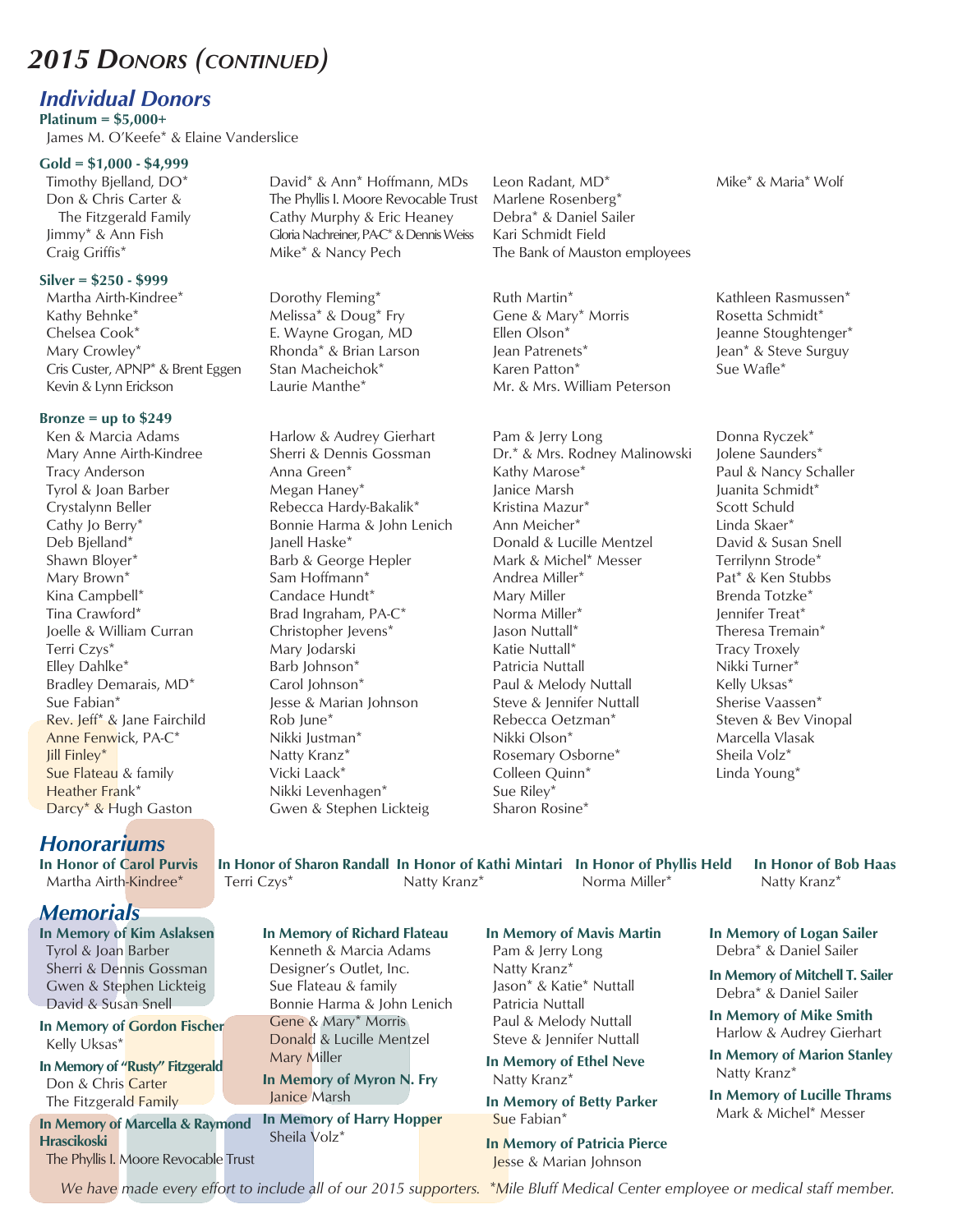# 2015 Donors (continued)

## Individual Donors

**Platinum = $5,000+**

James M. O'Keefe* & Elaine Vanderslice

**Gold = $1,000 - $4,999**

Timothy Bjelland, DO*
Don & Chris Carter & The Fitzgerald Family
Jimmy* & Ann Fish
Craig Griffis*
David* & Ann* Hoffmann, MDs
The Phyllis I. Moore Revocable Trust
Cathy Murphy & Eric Heaney
Gloria Nachreiner, PA-C* & Dennis Weiss
Mike* & Nancy Pech
Leon Radant, MD*
Marlene Rosenberg*
Debra* & Daniel Sailer
Kari Schmidt Field
The Bank of Mauston employees
Mike* & Maria* Wolf

**Silver = $250 - $999**

Martha Airth-Kindree*
Kathy Behnke*
Chelsea Cook*
Mary Crowley*
Cris Custer, APNP* & Brent Eggen
Kevin & Lynn Erickson
Dorothy Fleming*
Melissa* & Doug* Fry
E. Wayne Grogan, MD
Rhonda* & Brian Larson
Stan Macheichok*
Laurie Manthe*
Ruth Martin*
Gene & Mary* Morris
Ellen Olson*
Jean Patrenets*
Karen Patton*
Mr. & Mrs. William Peterson
Kathleen Rasmussen*
Rosetta Schmidt*
Jeanne Stoughtenger*
Jean* & Steve Surguy
Sue Wafle*

**Bronze = up to $249**

Ken & Marcia Adams
Mary Anne Airth-Kindree
Tracy Anderson
Tyrol & Joan Barber
Crystalynn Beller
Cathy Jo Berry*
Deb Bjelland*
Shawn Bloyer*
Mary Brown*
Kina Campbell*
Tina Crawford*
Joelle & William Curran
Terri Czys*
Elley Dahlke*
Bradley Demarais, MD*
Sue Fabian*
Rev. Jeff* & Jane Fairchild
Anne Fenwick, PA-C*
Jill Finley*
Sue Flateau & family
Heather Frank*
Darcy* & Hugh Gaston
Harlow & Audrey Gierhart
Sherri & Dennis Gossman
Anna Green*
Megan Haney*
Rebecca Hardy-Bakalik*
Bonnie Harma & John Lenich
Janell Haske*
Barb & George Hepler
Sam Hoffmann*
Candace Hundt*
Brad Ingraham, PA-C*
Christopher Jevens*
Mary Jodarski
Barb Johnson*
Carol Johnson*
Jesse & Marian Johnson
Rob June*
Nikki Justman*
Natty Kranz*
Vicki Laack*
Nikki Levenhagen*
Gwen & Stephen Lickteig
Pam & Jerry Long
Dr.* & Mrs. Rodney Malinowski
Kathy Marose*
Janice Marsh
Kristina Mazur*
Ann Meicher*
Donald & Lucille Mentzel
Mark & Michel* Messer
Andrea Miller*
Mary Miller
Norma Miller*
Jason Nuttall*
Katie Nuttall*
Patricia Nuttall
Paul & Melody Nuttall
Steve & Jennifer Nuttall
Rebecca Oetzman*
Nikki Olson*
Rosemary Osborne*
Colleen Quinn*
Sue Riley*
Sharon Rosine*
Donna Ryczek*
Jolene Saunders*
Paul & Nancy Schaller
Juanita Schmidt*
Scott Schuld
Linda Skaer*
David & Susan Snell
Terrilynn Strode*
Pat* & Ken Stubbs
Brenda Totzke*
Jennifer Treat*
Theresa Tremain*
Tracy Troxely
Nikki Turner*
Kelly Uksas*
Sherise Vaassen*
Steven & Bev Vinopal
Marcella Vlasak
Sheila Volz*
Linda Young*

## Honorariums

**In Honor of Carol Purvis**
Martha Airth-Kindree*

**In Honor of Sharon Randall**
Terri Czys*

**In Honor of Kathi Mintari**
Natty Kranz*

**In Honor of Phyllis Held**
Norma Miller*

**In Honor of Bob Haas**
Natty Kranz*

## Memorials

**In Memory of Kim Aslaksen**
Tyrol & Joan Barber
Sherri & Dennis Gossman
Gwen & Stephen Lickteig
David & Susan Snell

**In Memory of Gordon Fischer**
Kelly Uksas*

**In Memory of "Rusty" Fitzgerald**
Don & Chris Carter
The Fitzgerald Family

**In Memory of Marcella & Raymond Hrascikoski**
The Phyllis I. Moore Revocable Trust

**In Memory of Richard Flateau**
Kenneth & Marcia Adams
Designer's Outlet, Inc.
Sue Flateau & family
Bonnie Harma & John Lenich
Gene & Mary* Morris
Donald & Lucille Mentzel
Mary Miller

**In Memory of Myron N. Fry**
Janice Marsh

**In Memory of Harry Hopper**
Sheila Volz*

**In Memory of Mavis Martin**
Pam & Jerry Long
Natty Kranz*
Jason* & Katie* Nuttall
Patricia Nuttall
Paul & Melody Nuttall
Steve & Jennifer Nuttall

**In Memory of Ethel Neve**
Natty Kranz*

**In Memory of Betty Parker**
Sue Fabian*

**In Memory of Patricia Pierce**
Jesse & Marian Johnson

**In Memory of Logan Sailer**
Debra* & Daniel Sailer

**In Memory of Mitchell T. Sailer**
Debra* & Daniel Sailer

**In Memory of Mike Smith**
Harlow & Audrey Gierhart

**In Memory of Marion Stanley**
Natty Kranz*

**In Memory of Lucille Thrams**
Mark & Michel* Messer

*We have made every effort to include all of our 2015 supporters. \*Mile Bluff Medical Center employee or medical staff member.*